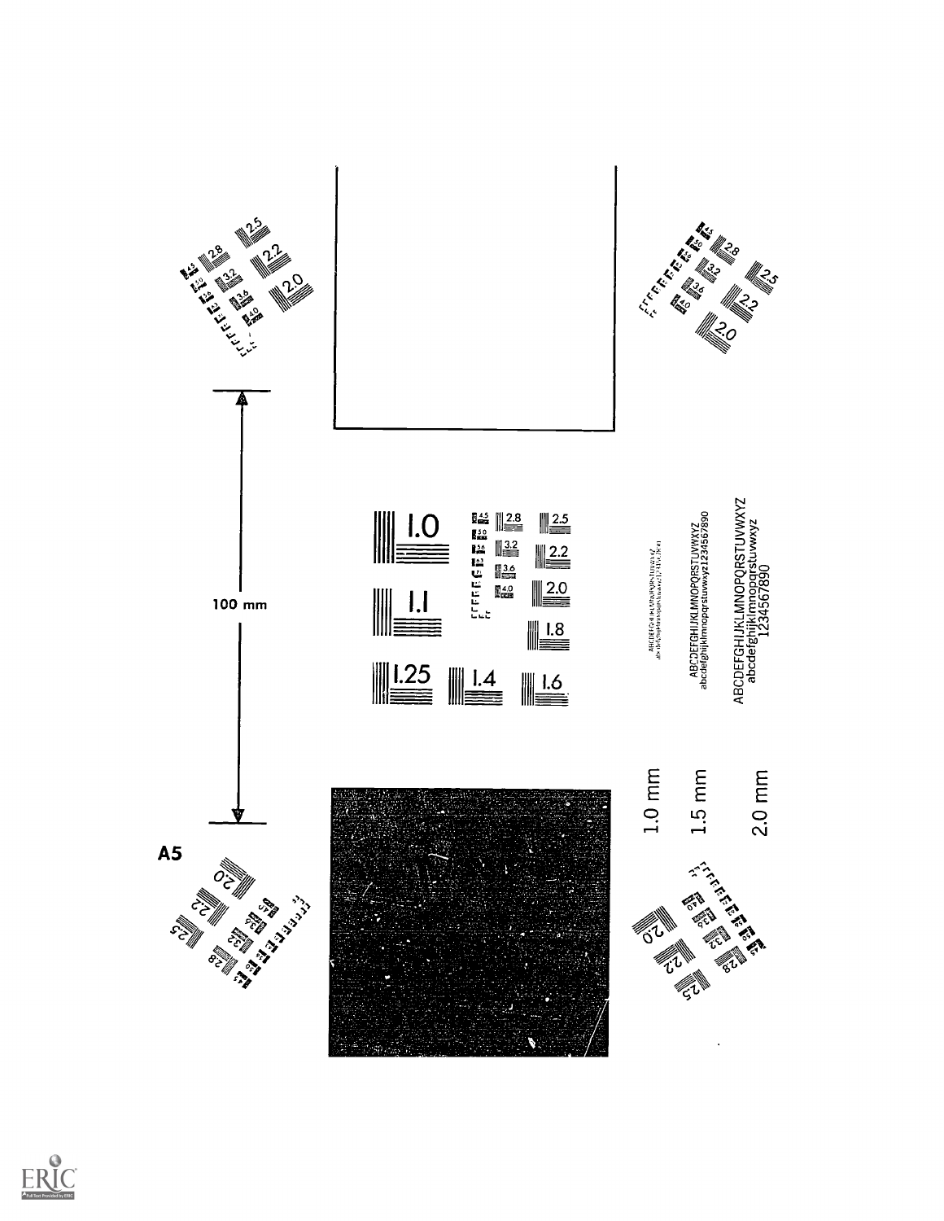A5

100 mm

1.0 1.1 1.25 1.4 1.6 1.8 2.0 2.2 2.5 2.8 3.2 3.6 4.0 4.5 5.0 5.6

1.0 mm

1.5 mm

2.0 mm

ABCDEFGHIJKLMNOPQRSTUVWXYZ
abcdefghijklmnopqrstuvwxyz1234567890

ABCDEFGHIJKLMNOPQRSTUVWXYZ
abcdefghijklmnopqrstuvwxyz1234567890

ABCDEFGHIJKLMNOPQRSTUVWXYZ
abcdefghijklmnopqrstuvwxyz
1234567890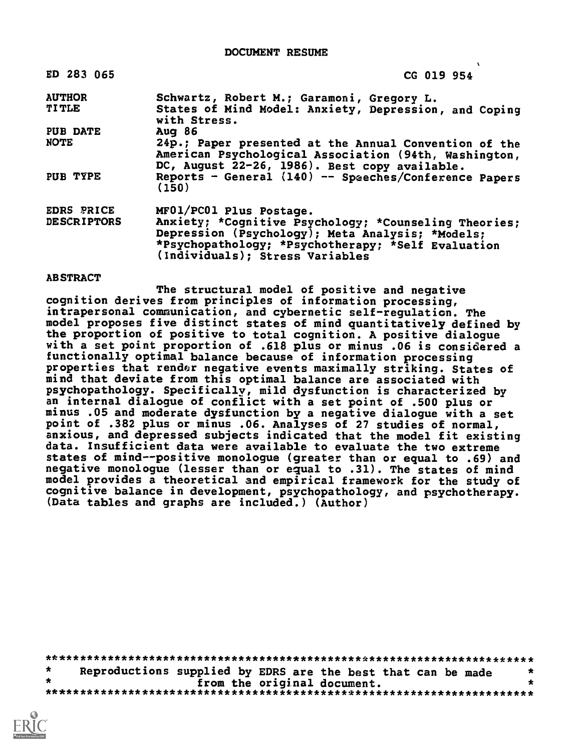DOCUMENT RESUME

| | |
|---|---|
| ED 283 065 | CG 019 954 |
| AUTHOR | Schwartz, Robert M.; Garamoni, Gregory L. |
| TITLE | States of Mind Model: Anxiety, Depression, and Coping with Stress. |
| PUB DATE | Aug 86 |
| NOTE | 24p.; Paper presented at the Annual Convention of the American Psychological Association (94th, Washington, DC, August 22-26, 1986). Best copy available. |
| PUB TYPE | Reports - General (140) -- Speeches/Conference Papers (150) |
| EDRS PRICE | MF01/PC01 Plus Postage. |
| DESCRIPTORS | Anxiety; *Cognitive Psychology; *Counseling Theories; Depression (Psychology); Meta Analysis; *Models; *Psychopathology; *Psychotherapy; *Self Evaluation (Individuals); Stress Variables |

ABSTRACT

The structural model of positive and negative cognition derives from principles of information processing, intrapersonal communication, and cybernetic self-regulation. The model proposes five distinct states of mind quantitatively defined by the proportion of positive to total cognition. A positive dialogue with a set point proportion of .618 plus or minus .06 is considered a functionally optimal balance because of information processing properties that render negative events maximally striking. States of mind that deviate from this optimal balance are associated with psychopathology. Specifically, mild dysfunction is characterized by an internal dialogue of conflict with a set point of .500 plus or minus .05 and moderate dysfunction by a negative dialogue with a set point of .382 plus or minus .06. Analyses of 27 studies of normal, anxious, and depressed subjects indicated that the model fit existing data. Insufficient data were available to evaluate the two extreme states of mind--positive monologue (greater than or equal to .69) and negative monologue (lesser than or equal to .31). The states of mind model provides a theoretical and empirical framework for the study of cognitive balance in development, psychopathology, and psychotherapy. (Data tables and graphs are included.) (Author)

***********************************************************************
* Reproductions supplied by EDRS are the best that can be made *
* from the original document. *
***********************************************************************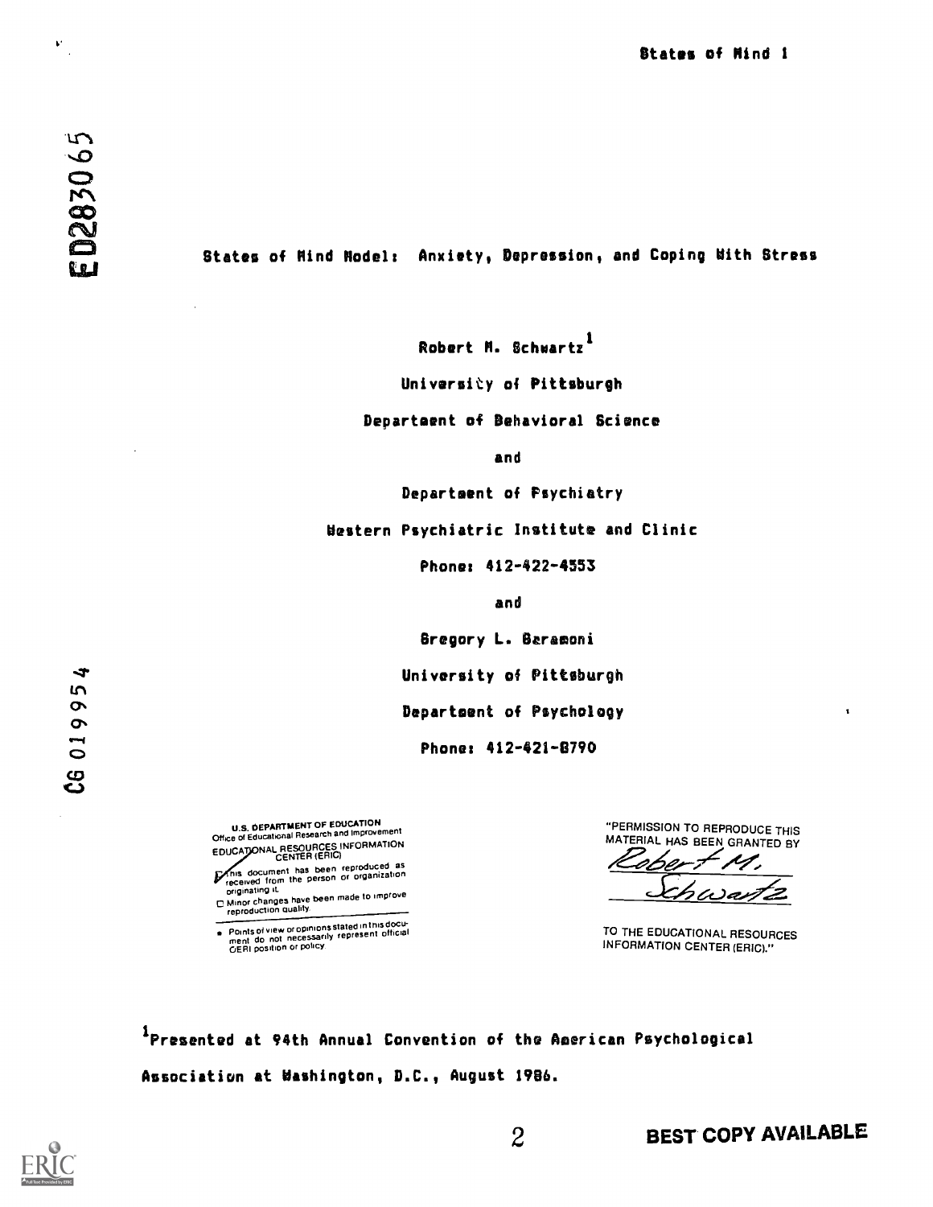ED283065

CG 019954

# States of Mind Model: Anxiety, Depression, and Coping With Stress

Robert M. Schwartz[1]

University of Pittsburgh

Department of Behavioral Science

and

Department of Psychiatry

Western Psychiatric Institute and Clinic

Phone: 412-422-4553

and

Gregory L. Garamoni

University of Pittsburgh

Department of Psychology

Phone: 412-421-8790

U.S. DEPARTMENT OF EDUCATION
Office of Educational Research and Improvement
EDUCATIONAL RESOURCES INFORMATION CENTER (ERIC)

☑ This document has been reproduced as received from the person or organization originating it.

☐ Minor changes have been made to improve reproduction quality.

• Points of view or opinions stated in this document do not necessarily represent official OERI position or policy.

"PERMISSION TO REPRODUCE THIS MATERIAL HAS BEEN GRANTED BY

Robert M. Schwartz

TO THE EDUCATIONAL RESOURCES INFORMATION CENTER (ERIC)."

[1] Presented at 94th Annual Convention of the American Psychological Association at Washington, D.C., August 1986.

BEST COPY AVAILABLE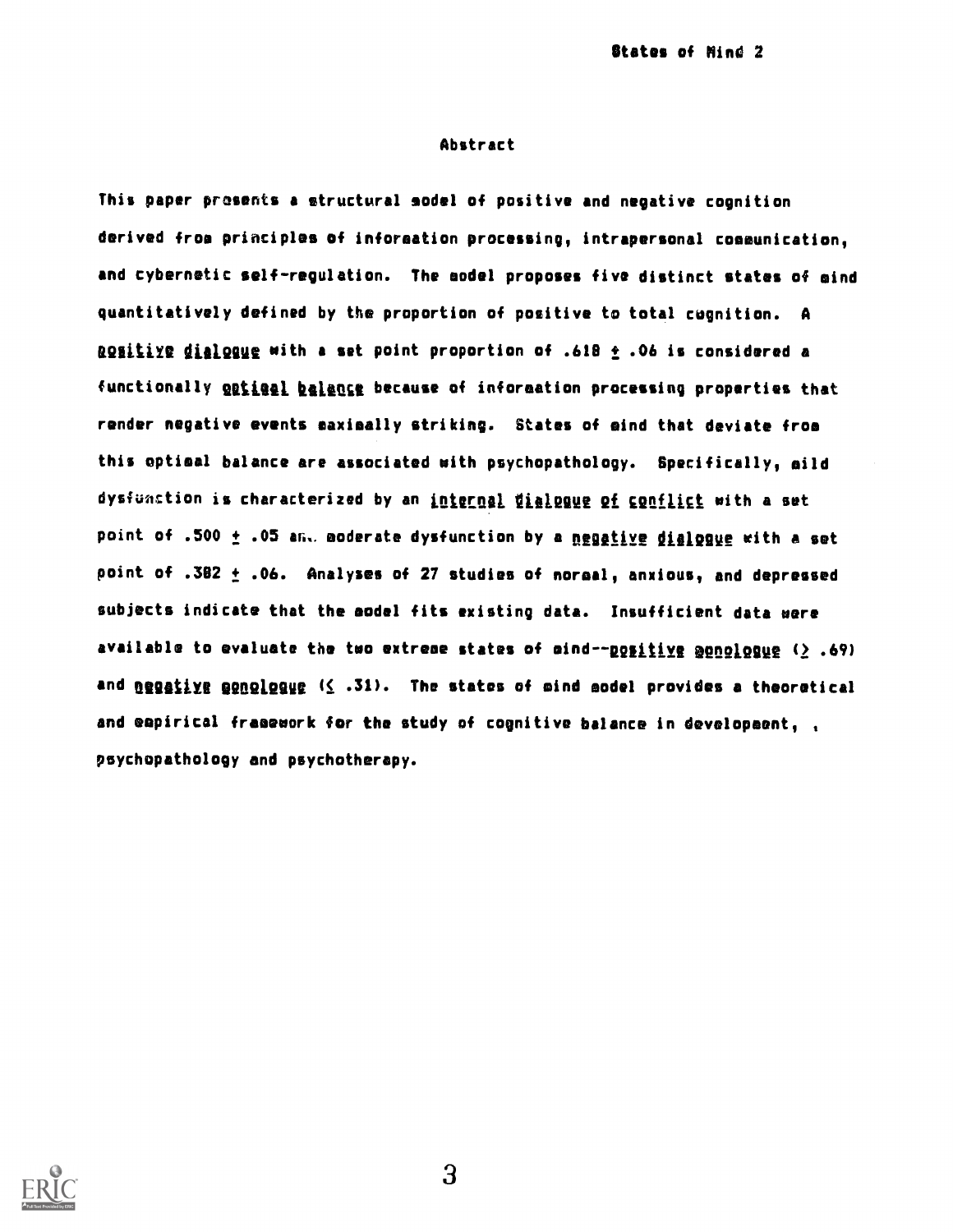## Abstract

This paper presents a structural model of positive and negative cognition derived from principles of information processing, intrapersonal communication, and cybernetic self-regulation. The model proposes five distinct states of mind quantitatively defined by the proportion of positive to total cognition. A *positive dialogue* with a set point proportion of .618 ± .06 is considered a functionally *optimal balance* because of information processing properties that render negative events maximally striking. States of mind that deviate from this optimal balance are associated with psychopathology. Specifically, mild dysfunction is characterized by an *internal dialogue of conflict* with a set point of .500 ± .05 and moderate dysfunction by a *negative dialogue* with a set point of .382 ± .06. Analyses of 27 studies of normal, anxious, and depressed subjects indicate that the model fits existing data. Insufficient data were available to evaluate the two extreme states of mind--*positive monologue* (≥ .69) and *negative monologue* (≤ .31). The states of mind model provides a theoretical and empirical framework for the study of cognitive balance in development, psychopathology and psychotherapy.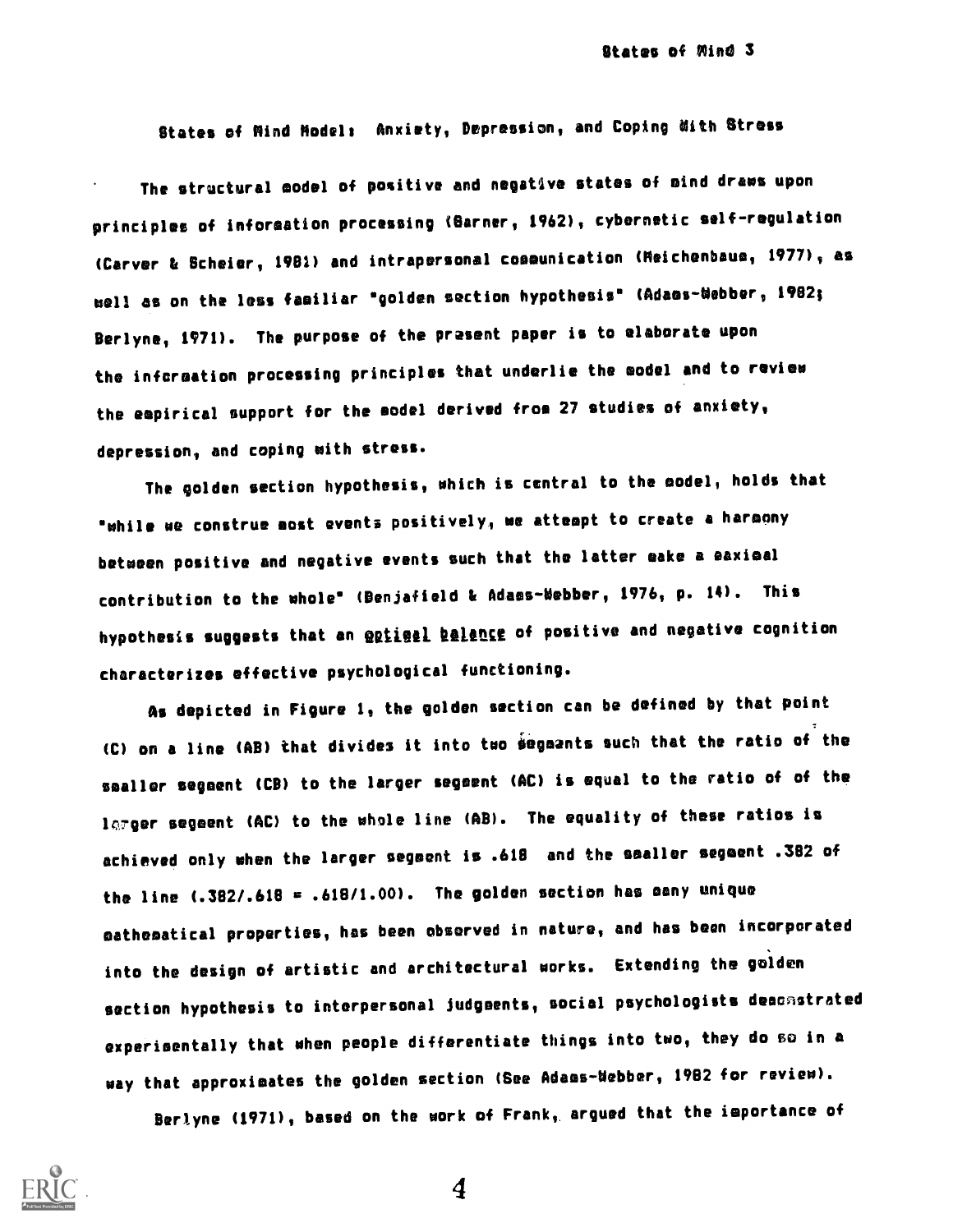## States of Mind Model: Anxiety, Depression, and Coping With Stress

The structural model of positive and negative states of mind draws upon principles of information processing (Garner, 1962), cybernetic self-regulation (Carver & Scheier, 1981) and intrapersonal communication (Meichenbaum, 1977), as well as on the less familiar "golden section hypothesis" (Adams-Webber, 1982; Berlyne, 1971). The purpose of the present paper is to elaborate upon the information processing principles that underlie the model and to review the empirical support for the model derived from 27 studies of anxiety, depression, and coping with stress.

The golden section hypothesis, which is central to the model, holds that "while we construe most events positively, we attempt to create a harmony between positive and negative events such that the latter make a maximal contribution to the whole" (Benjafield & Adams-Webber, 1976, p. 14). This hypothesis suggests that an *optimal balance* of positive and negative cognition characterizes effective psychological functioning.

As depicted in Figure 1, the golden section can be defined by that point (C) on a line (AB) that divides it into two segments such that the ratio of the smaller segment (CB) to the larger segment (AC) is equal to the ratio of of the larger segment (AC) to the whole line (AB). The equality of these ratios is achieved only when the larger segment is .618 and the smaller segment .382 of the line (.382/.618 = .618/1.00). The golden section has many unique mathematical properties, has been observed in nature, and has been incorporated into the design of artistic and architectural works. Extending the golden section hypothesis to interpersonal judgments, social psychologists demonstrated experimentally that when people differentiate things into two, they do so in a way that approximates the golden section (See Adams-Webber, 1982 for review).

Berlyne (1971), based on the work of Frank, argued that the importance of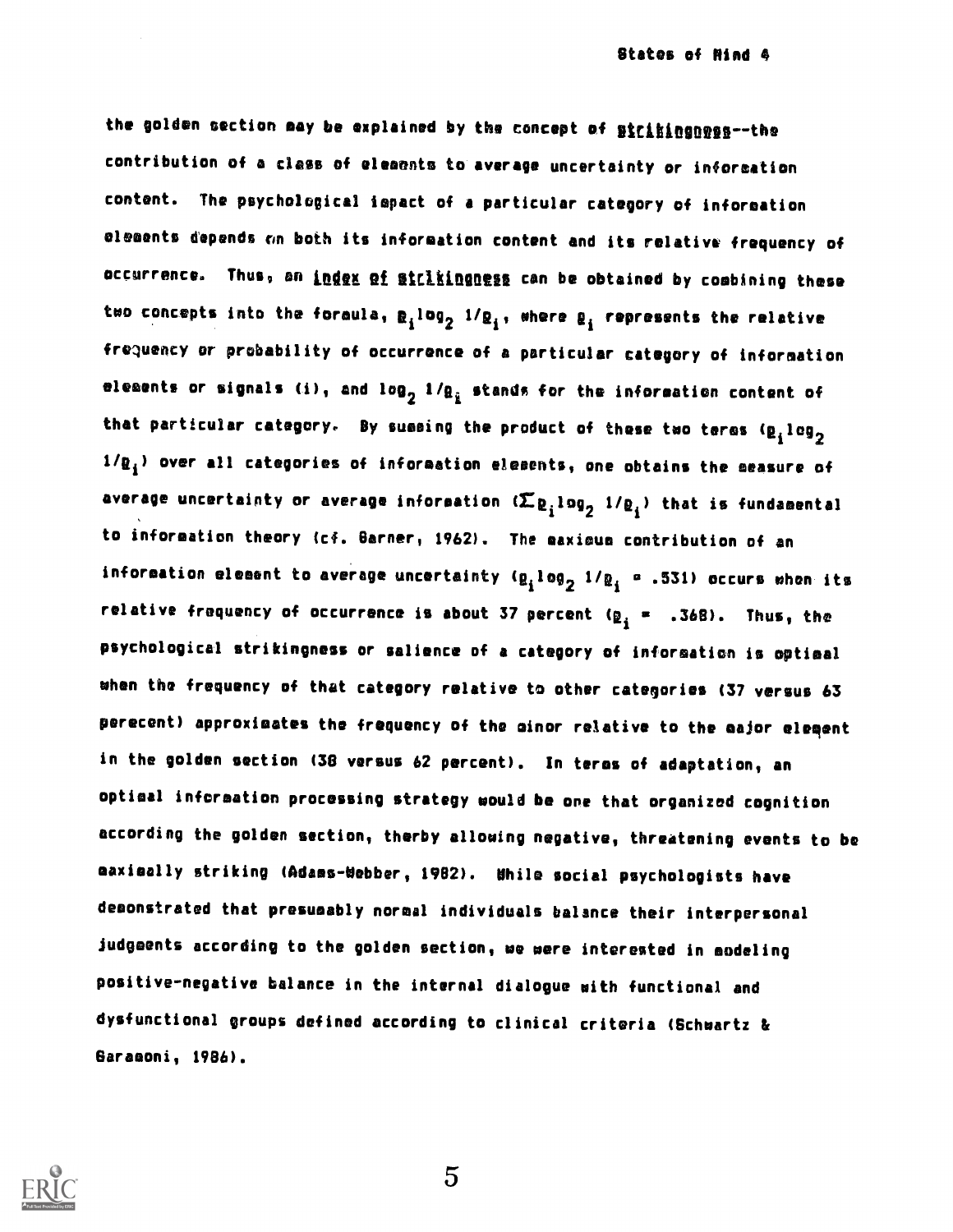the golden section may be explained by the concept of *strikingness*--the contribution of a class of elements to average uncertainty or information content. The psychological impact of a particular category of information elements depends on both its information content and its relative frequency of occurrence. Thus, an *index of strikingness* can be obtained by combining these two concepts into the formula, $p_i \log_2 1/p_i$, where $p_i$ represents the relative frequency or probability of occurrence of a particular category of information elements or signals (i), and $\log_2 1/p_i$ stands for the information content of that particular category. By summing the product of these two terms ($p_i \log_2 1/p_i$) over all categories of information elements, one obtains the measure of average uncertainty or average information ($\Sigma p_i \log_2 1/p_i$) that is fundamental to information theory (cf. Garner, 1962). The maximum contribution of an information element to average uncertainty ($p_i \log_2 1/p_i$ = .531) occurs when its relative frequency of occurrence is about 37 percent ($p_i$ = .368). Thus, the psychological strikingness or salience of a category of information is optimal when the frequency of that category relative to other categories (37 versus 63 perecent) approximates the frequency of the minor relative to the major element in the golden section (38 versus 62 percent). In terms of adaptation, an optimal information processing strategy would be one that organized cognition according the golden section, therby allowing negative, threatening events to be maximally striking (Adams-Webber, 1982). While social psychologists have demonstrated that presumably normal individuals balance their interpersonal judgments according to the golden section, we were interested in modeling positive-negative balance in the internal dialogue with functional and dysfunctional groups defined according to clinical criteria (Schwartz & Garamoni, 1986).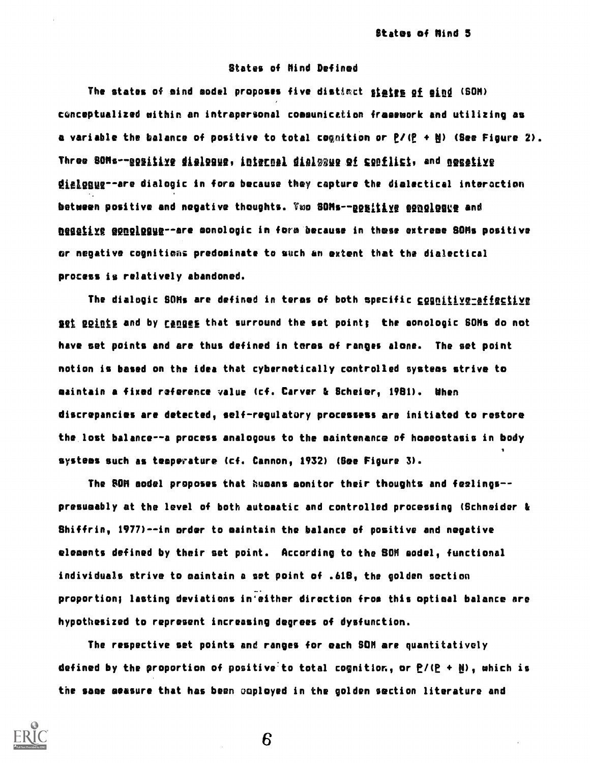## States of Mind Defined

The states of mind model proposes five distinct _states of mind_ (SOM) conceptualized within an intrapersonal communication framework and utilizing as a variable the balance of positive to total cognition or $P/(P + N)$ (See Figure 2). Three SOMs--_positive dialogue_, _internal dialogue of conflict_, and _negative dialogue_--are dialogic in form because they capture the dialectical interaction between positive and negative thoughts. Two SOMs--_positive monologue_ and _negative monologue_--are monologic in form because in these extreme SOMs positive or negative cognitions predominate to such an extent that the dialectical process is relatively abandoned.

The dialogic SOMs are defined in terms of both specific _cognitive-affective set points_ and by _ranges_ that surround the set point; the monologic SOMs do not have set points and are thus defined in terms of ranges alone. The set point notion is based on the idea that cybernetically controlled systems strive to maintain a fixed reference value (cf. Carver & Scheier, 1981). When discrepancies are detected, self-regulatory processess are initiated to restore the lost balance--a process analogous to the maintenance of homeostasis in body systems such as temperature (cf. Cannon, 1932) (See Figure 3).

The SOM model proposes that humans monitor their thoughts and feelings--presumably at the level of both automatic and controlled processing (Schneider & Shiffrin, 1977)--in order to maintain the balance of positive and negative elements defined by their set point. According to the SOM model, functional individuals strive to maintain a set point of .618, the golden section proportion; lasting deviations in either direction from this optimal balance are hypothesized to represent increasing degrees of dysfunction.

The respective set points and ranges for each SOM are quantitatively defined by the proportion of positive to total cognition, or $P/(P + N)$, which is the same measure that has been employed in the golden section literature and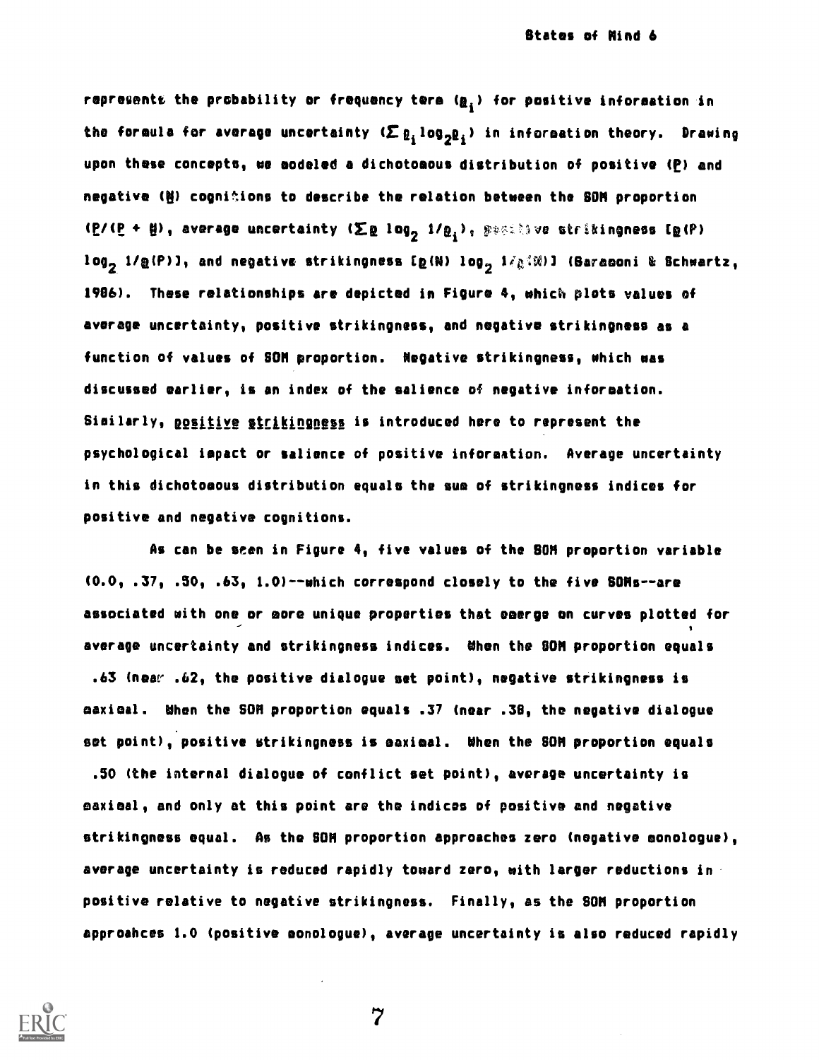represents the probability or frequency term ($p_i$) for positive information in the formula for average uncertainty ($\sum p_i \log_2 p_i$) in information theory. Drawing upon these concepts, we modeled a dichotomous distribution of positive ($P$) and negative ($N$) cognitions to describe the relation between the SOM proportion ($P/(P + N)$, average uncertainty ($\sum p \log_2 1/p_i$), positive strikingness [$p(P) \log_2 1/p(P)$], and negative strikingness [$p(N) \log_2 1/p(N)$] (Baraaoni & Schwartz, 1986). These relationships are depicted in Figure 4, which plots values of average uncertainty, positive strikingness, and negative strikingness as a function of values of SOM proportion. Negative strikingness, which was discussed earlier, is an index of the salience of negative information. Similarly, _positive strikingness_ is introduced here to represent the psychological impact or salience of positive information. Average uncertainty in this dichotomous distribution equals the sum of strikingness indices for positive and negative cognitions.

As can be seen in Figure 4, five values of the SOM proportion variable (0.0, .37, .50, .63, 1.0)--which correspond closely to the five SOMs--are associated with one or more unique properties that emerge on curves plotted for average uncertainty and strikingness indices. When the SOM proportion equals .63 (near .62, the positive dialogue set point), negative strikingness is maximal. When the SOM proportion equals .37 (near .38, the negative dialogue set point), positive strikingness is maximal. When the SOM proportion equals .50 (the internal dialogue of conflict set point), average uncertainty is maximal, and only at this point are the indices of positive and negative strikingness equal. As the SOM proportion approaches zero (negative monologue), average uncertainty is reduced rapidly toward zero, with larger reductions in positive relative to negative strikingness. Finally, as the SOM proportion approahces 1.0 (positive monologue), average uncertainty is also reduced rapidly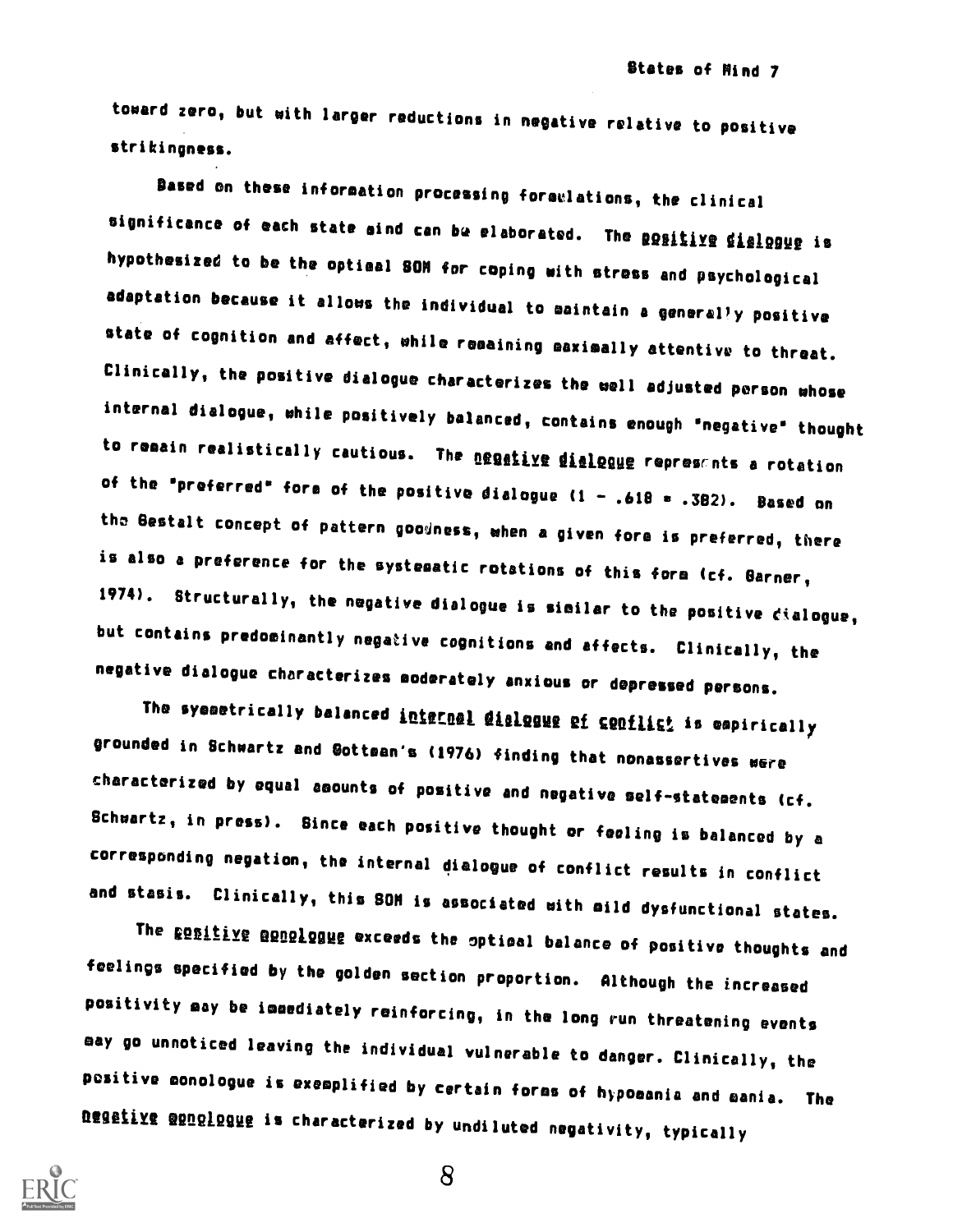toward zero, but with larger reductions in negative relative to positive strikingness.

Based on these information processing formulations, the clinical significance of each state mind can be elaborated. The _positive dialogue_ is hypothesized to be the optimal SOM for coping with stress and psychological adaptation because it allows the individual to maintain a generally positive state of cognition and affect, while remaining maximally attentive to threat. Clinically, the positive dialogue characterizes the well adjusted person whose internal dialogue, while positively balanced, contains enough "negative" thought to remain realistically cautious. The _negative dialogue_ represents a rotation of the "preferred" form of the positive dialogue ($1 - .618 = .382$). Based on the Gestalt concept of pattern goodness, when a given form is preferred, there is also a preference for the systematic rotations of this form (cf. Garner, 1974). Structurally, the negative dialogue is similar to the positive dialogue, but contains predominantly negative cognitions and affects. Clinically, the negative dialogue characterizes moderately anxious or depressed persons.

The symmetrically balanced _internal dialogue of conflict_ is empirically grounded in Schwartz and Gottman's (1976) finding that nonassertives were characterized by equal amounts of positive and negative self-statements (cf. Schwartz, in press). Since each positive thought or feeling is balanced by a corresponding negation, the internal dialogue of conflict results in conflict and stasis. Clinically, this SOM is associated with mild dysfunctional states.

The _positive monologue_ exceeds the optimal balance of positive thoughts and feelings specified by the golden section proportion. Although the increased positivity may be immediately reinforcing, in the long run threatening events may go unnoticed leaving the individual vulnerable to danger. Clinically, the positive monologue is exemplified by certain forms of hypomania and mania. The _negative monologue_ is characterized by undiluted negativity, typically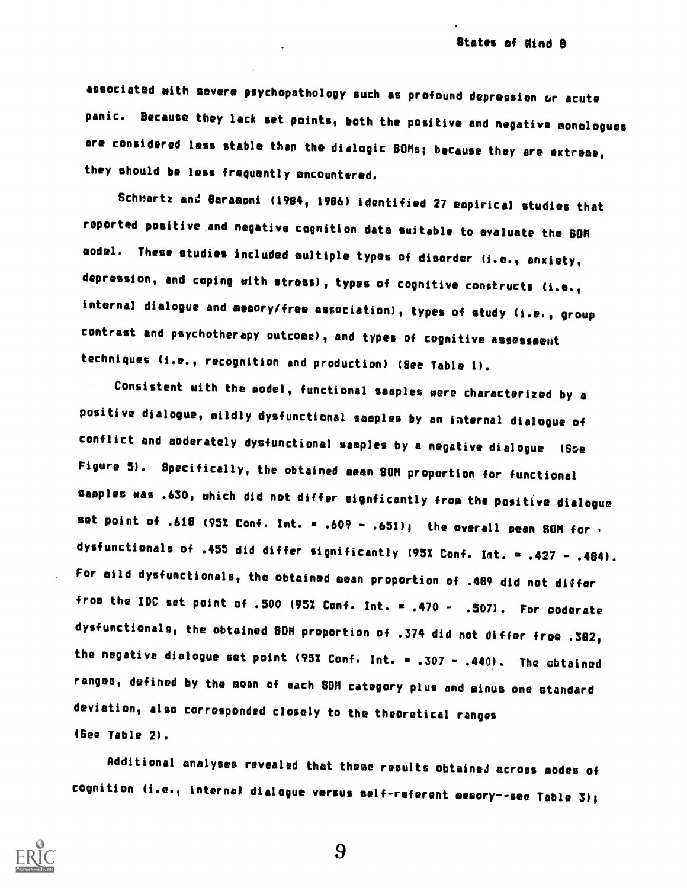associated with severe psychopathology such as profound depression or acute panic. Because they lack set points, both the positive and negative monologues are considered less stable than the dialogic SOMs; because they are extreme, they should be less frequently encountered.

Schwartz and Garamoni (1984, 1986) identified 27 empirical studies that reported positive and negative cognition data suitable to evaluate the SOM model. These studies included multiple types of disorder (i.e., anxiety, depression, and coping with stress), types of cognitive constructs (i.e., internal dialogue and memory/free association), types of study (i.e., group contrast and psychotherapy outcome), and types of cognitive assessment techniques (i.e., recognition and production) (See Table 1).

Consistent with the model, functional samples were characterized by a positive dialogue, mildly dysfunctional samples by an internal dialogue of conflict and moderately dysfunctional samples by a negative dialogue (See Figure 5). Specifically, the obtained mean SOM proportion for functional samples was .630, which did not differ signficantly from the positive dialogue set point of .618 (95% Conf. Int. = .609 - .651); the overall mean SOM for dysfunctionals of .455 did differ significantly (95% Conf. Int. = .427 - .484). For mild dysfunctionals, the obtained mean proportion of .489 did not differ from the IDC set point of .500 (95% Conf. Int. = .470 - .507). For moderate dysfunctionals, the obtained SOM proportion of .374 did not differ from .382, the negative dialogue set point (95% Conf. Int. = .307 - .440). The obtained ranges, defined by the mean of each SOM category plus and minus one standard deviation, also corresponded closely to the theoretical ranges (See Table 2).

Additional analyses revealed that these results obtained across modes of cognition (i.e., internal dialogue versus self-referent memory--see Table 3);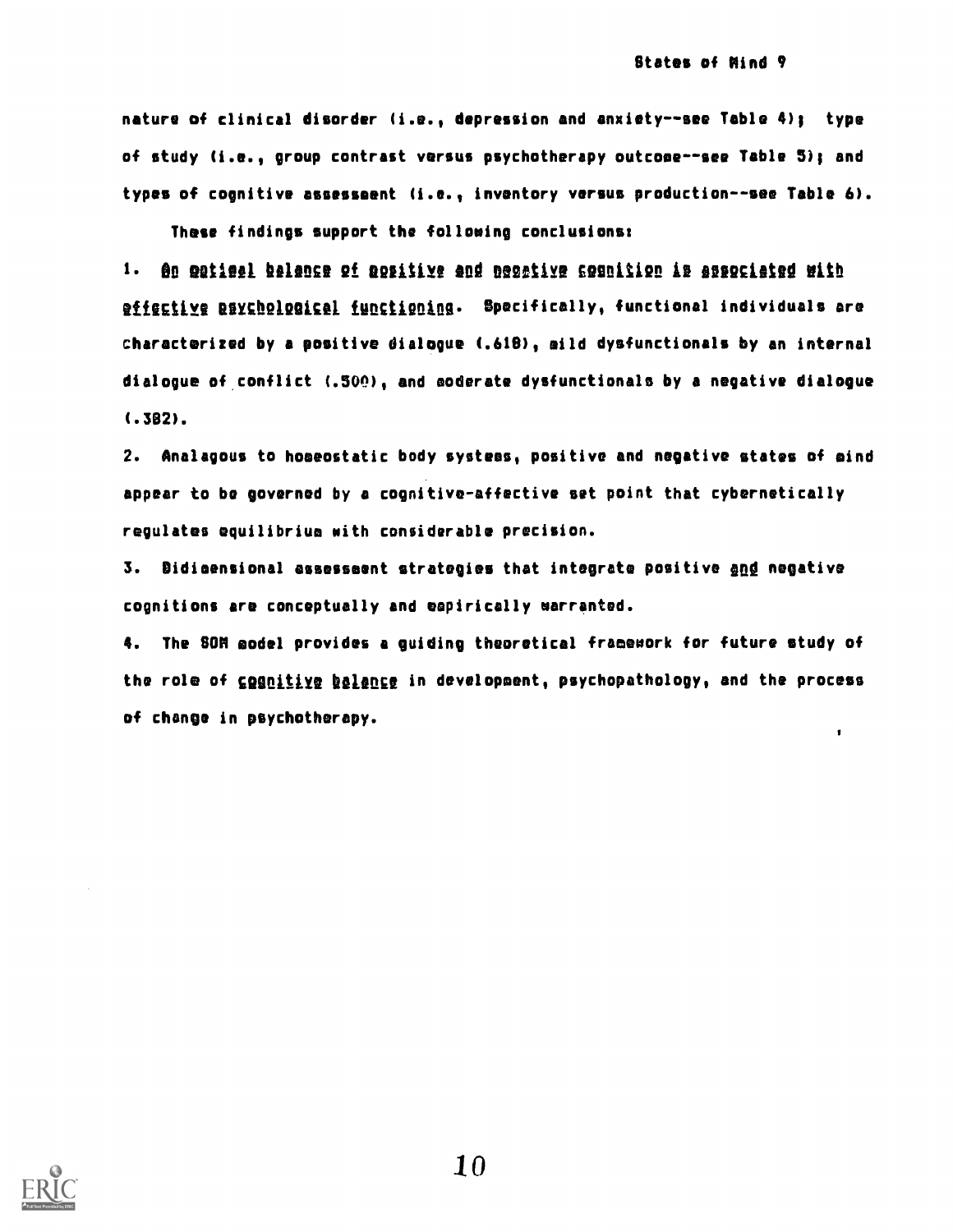nature of clinical disorder (i.e., depression and anxiety--see Table 4); type of study (i.e., group contrast versus psychotherapy outcome--see Table 5); and types of cognitive assessment (i.e., inventory versus production--see Table 6).

These findings support the following conclusions:

1. _An optimal balance of positive and negative cognition is associated with effective psychological functioning._ Specifically, functional individuals are characterized by a positive dialogue (.618), mild dysfunctionals by an internal dialogue of conflict (.500), and moderate dysfunctionals by a negative dialogue (.382).

2. Analagous to homeostatic body systems, positive and negative states of mind appear to be governed by a cognitive-affective set point that cybernetically regulates equilibrium with considerable precision.

3. Bidimensional assessment strategies that integrate positive _and_ negative cognitions are conceptually and empirically warranted.

4. The SOM model provides a guiding theoretical framework for future study of the role of _cognitive balance_ in development, psychopathology, and the process of change in psychotherapy.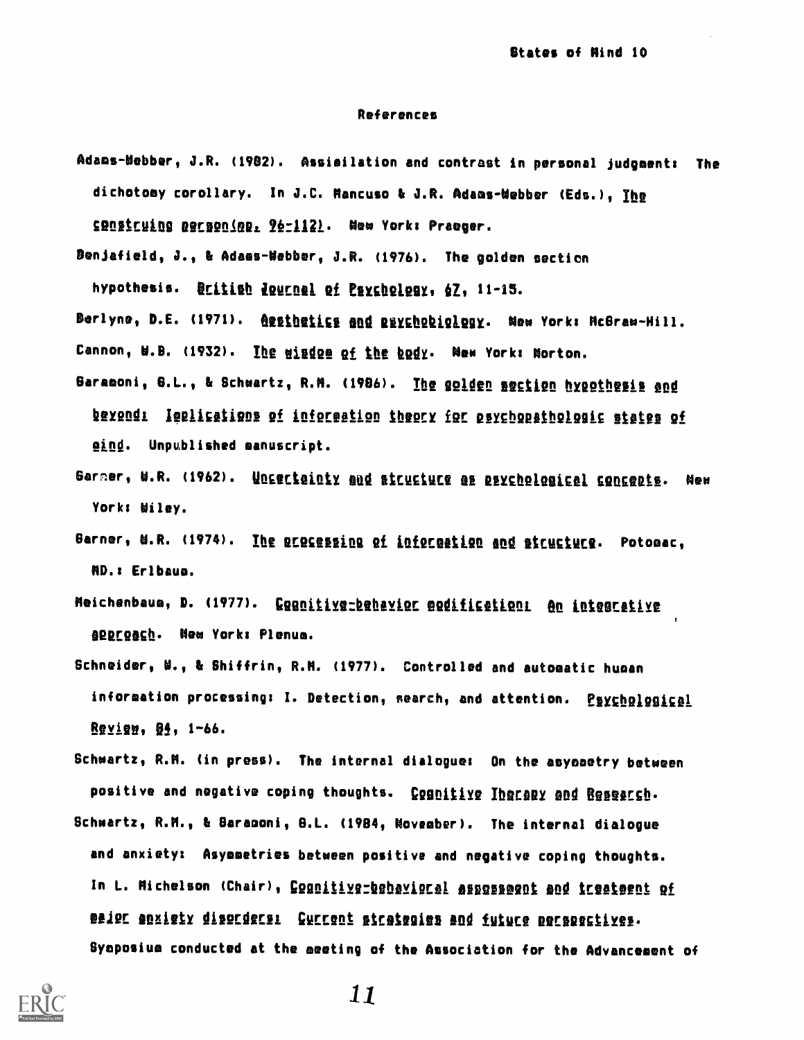## References

Adams-Webber, J.R. (1982). Assimilation and contrast in personal judgment: The dichotomy corollary. In J.C. Mancuso & J.R. Adams-Webber (Eds.), *The construing person*(pp. 96-112). New York: Praeger.

Benjafield, J., & Adams-Webber, J.R. (1976). The golden section hypothesis. *British Journal of Psychology*, *67*, 11-15.

Berlyne, D.E. (1971). *Aesthetics and psychobiology*. New York: McGraw-Hill.

Cannon, W.B. (1932). *The wisdom of the body*. New York: Norton.

Garamoni, G.L., & Schwartz, R.M. (1986). *The golden section hypothesis and beyond: Implications of information theory for psychopathologic states of mind*. Unpublished manuscript.

Garner, W.R. (1962). *Uncertainty and structure as psychological concepts*. New York: Wiley.

Garner, W.R. (1974). *The processing of information and structure*. Potomac, MD.: Erlbaum.

Meichenbaum, D. (1977). *Cognitive-behavior modification: An integrative approach*. New York: Plenum.

Schneider, W., & Shiffrin, R.M. (1977). Controlled and automatic human information processing: I. Detection, search, and attention. *Psychological Review*, *84*, 1-66.

Schwartz, R.M. (in press). The internal dialogue: On the asymmetry between positive and negative coping thoughts. *Cognitive Therapy and Research*.

Schwartz, R.M., & Garamoni, G.L. (1984, November). The internal dialogue and anxiety: Asymmetries between positive and negative coping thoughts. In L. Michelson (Chair), *Cognitive-behavioral assessment and treatment of major anxiety disorders: Current strategies and future perspectives*. Symposium conducted at the meeting of the Association for the Advancement of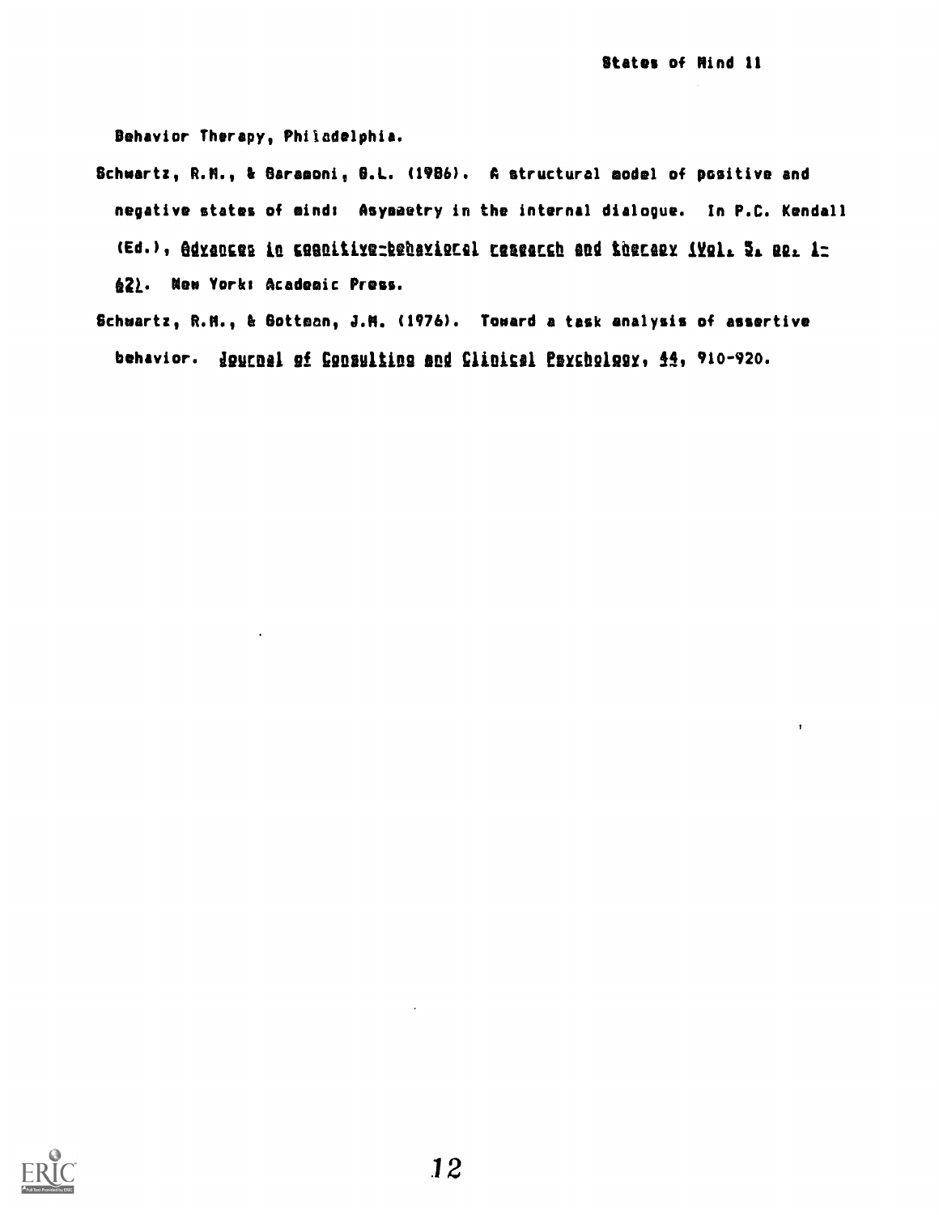Behavior Therapy, Philadelphia.

Schwartz, R.M., & Garamoni, G.L. (1986). A structural model of positive and negative states of mind: Asymmetry in the internal dialogue. In P.C. Kendall (Ed.), _Advances in cognitive-behavioral research and therapy (Vol. 5, pp. 1-62)_. New York: Academic Press.

Schwartz, R.M., & Gottman, J.M. (1976). Toward a task analysis of assertive behavior. _Journal of Consulting and Clinical Psychology_, _44_, 910-920.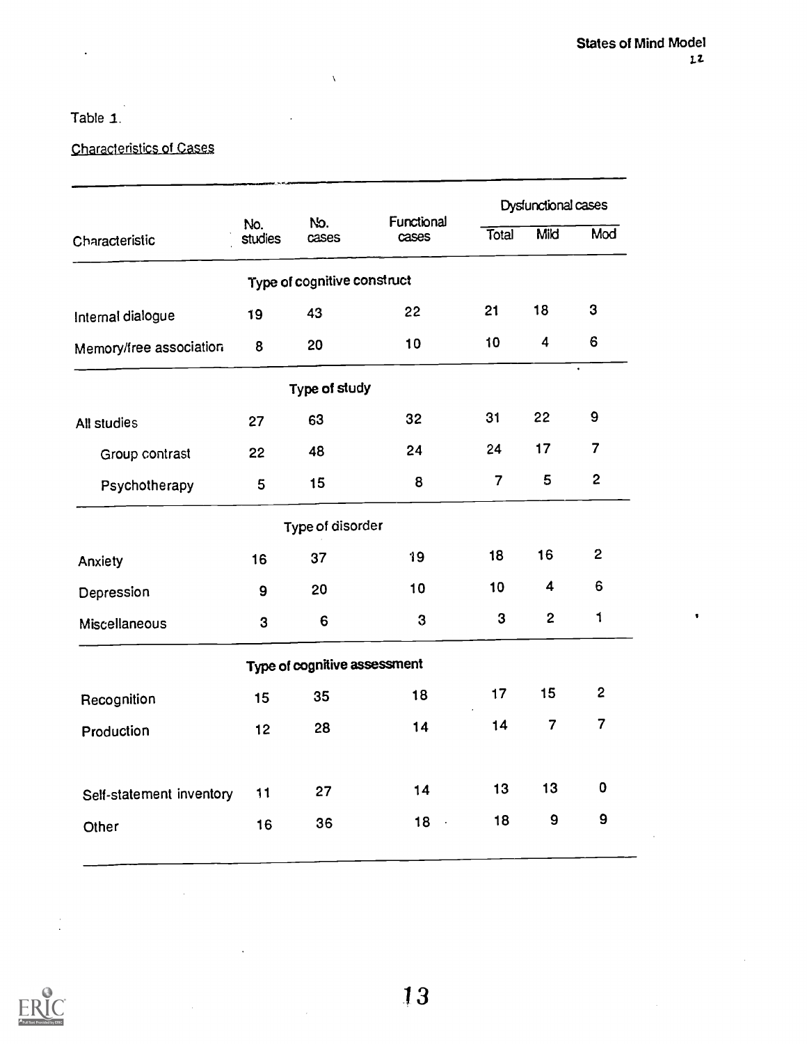Table 1.

Characteristics of Cases

| Characteristic | No. studies | No. cases | Functional cases | Dysfunctional cases | | |
|---|---|---|---|---|---|---|
| | | | | Total | Mild | Mod |
| **Type of cognitive construct** | | | | | | |
| Internal dialogue | 19 | 43 | 22 | 21 | 18 | 3 |
| Memory/free association | 8 | 20 | 10 | 10 | 4 | 6 |
| **Type of study** | | | | | | |
| All studies | 27 | 63 | 32 | 31 | 22 | 9 |
| Group contrast | 22 | 48 | 24 | 24 | 17 | 7 |
| Psychotherapy | 5 | 15 | 8 | 7 | 5 | 2 |
| **Type of disorder** | | | | | | |
| Anxiety | 16 | 37 | 19 | 18 | 16 | 2 |
| Depression | 9 | 20 | 10 | 10 | 4 | 6 |
| Miscellaneous | 3 | 6 | 3 | 3 | 2 | 1 |
| **Type of cognitive assessment** | | | | | | |
| Recognition | 15 | 35 | 18 | 17 | 15 | 2 |
| Production | 12 | 28 | 14 | 14 | 7 | 7 |
| Self-statement inventory | 11 | 27 | 14 | 13 | 13 | 0 |
| Other | 16 | 36 | 18 | 18 | 9 | 9 |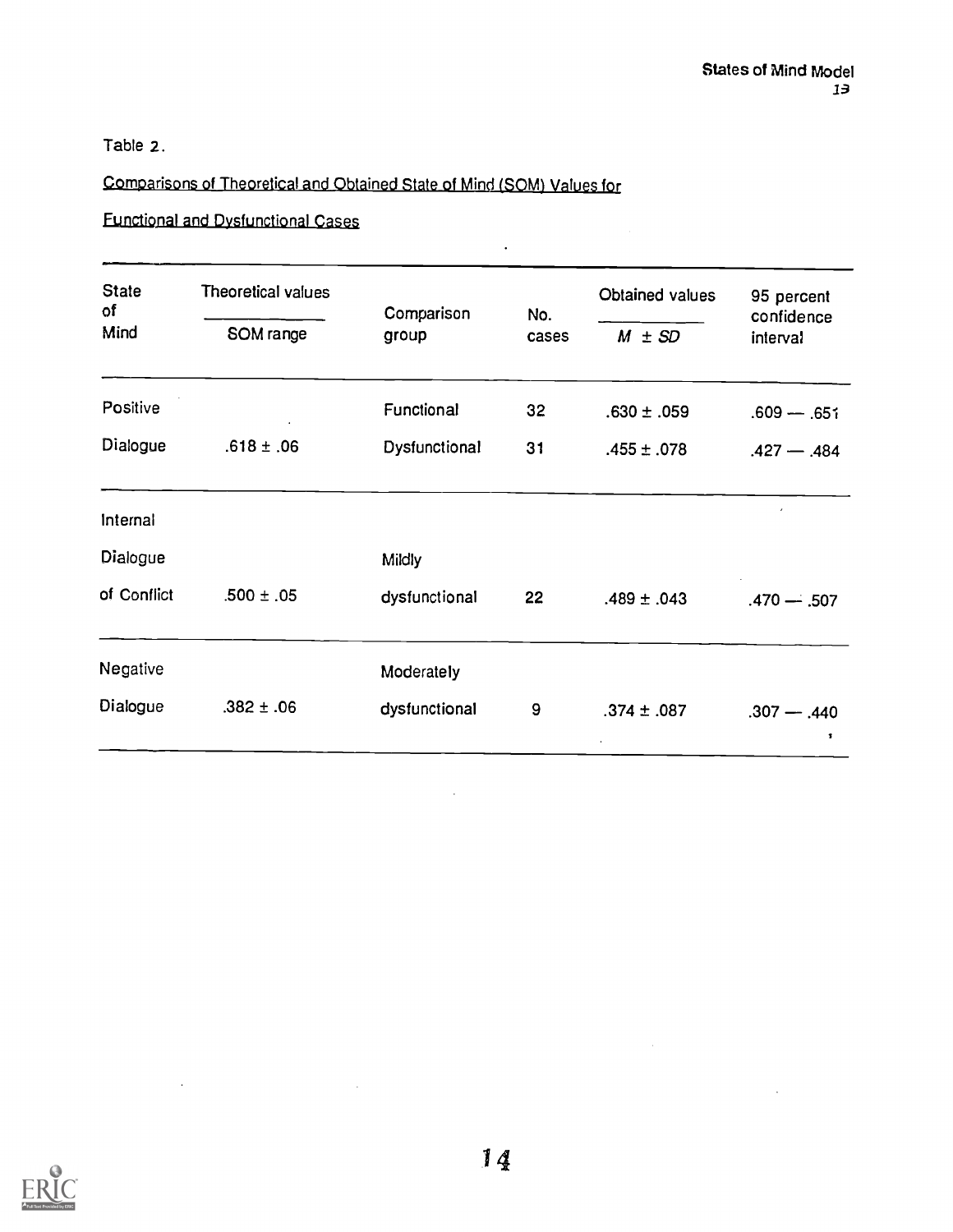Table 2.

Comparisons of Theoretical and Obtained State of Mind (SOM) Values for Functional and Dysfunctional Cases

| State of Mind | Theoretical values<br>SOM range | Comparison group | No. cases | Obtained values<br>$M \pm SD$ | 95 percent confidence interval |
|---|---|---|---|---|---|
| Positive Dialogue | .618 ± .06 | Functional | 32 | .630 ± .059 | .609 — .651 |
| | | Dysfunctional | 31 | .455 ± .078 | .427 — .484 |
| Internal Dialogue of Conflict | .500 ± .05 | Mildly dysfunctional | 22 | .489 ± .043 | .470 — .507 |
| Negative Dialogue | .382 ± .06 | Moderately dysfunctional | 9 | .374 ± .087 | .307 — .440 |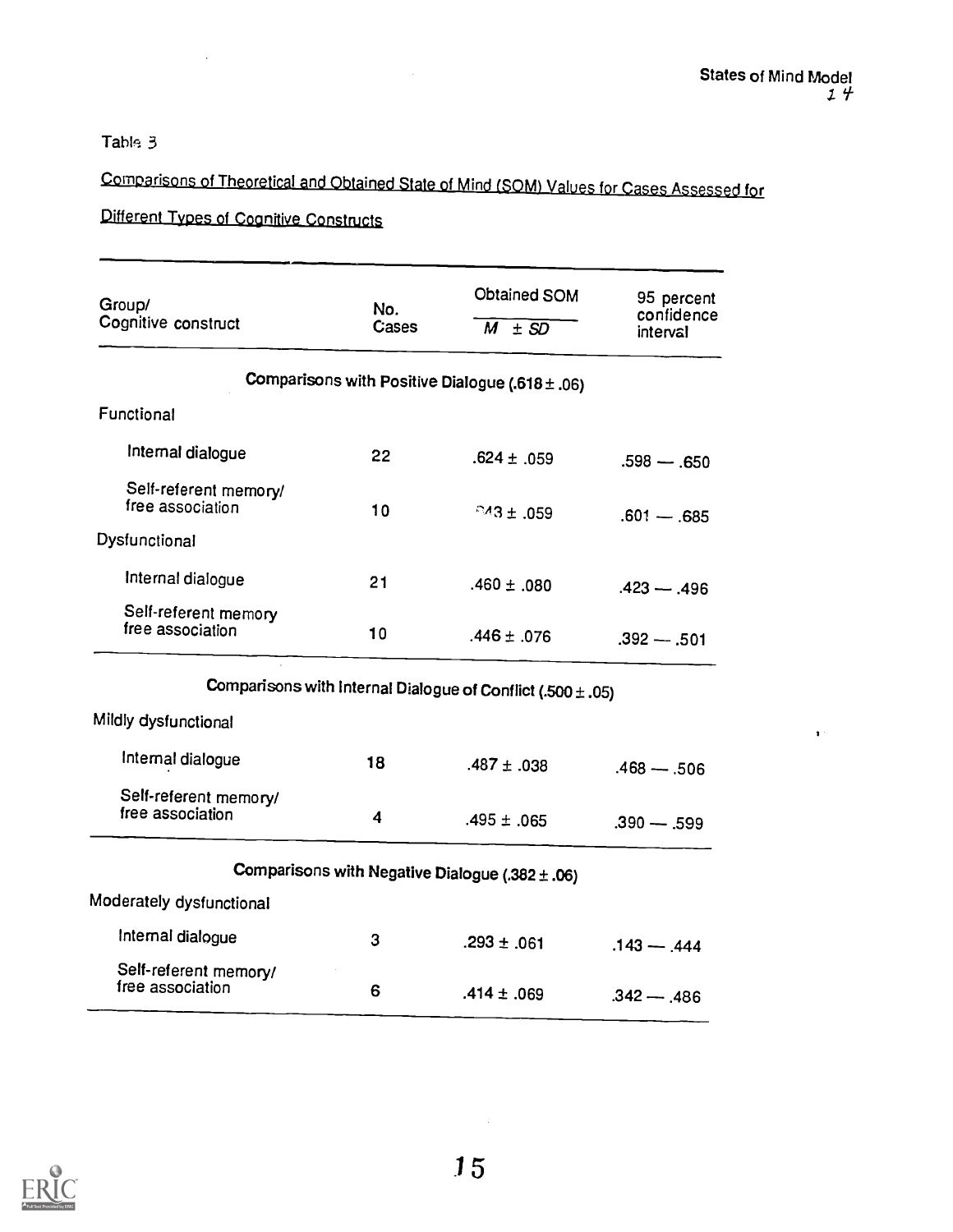Table 3

Comparisons of Theoretical and Obtained State of Mind (SOM) Values for Cases Assessed for Different Types of Cognitive Constructs

| Group/ Cognitive construct | No. Cases | Obtained SOM $M \pm SD$ | 95 percent confidence interval |
|---|---|---|---|
| **Comparisons with Positive Dialogue (.618 ± .06)** | | | |
| Functional | | | |
| Internal dialogue | 22 | .624 ± .059 | .598 — .650 |
| Self-referent memory/ free association | 10 | .643 ± .059 | .601 — .685 |
| Dysfunctional | | | |
| Internal dialogue | 21 | .460 ± .080 | .423 — .496 |
| Self-referent memory free association | 10 | .446 ± .076 | .392 — .501 |
| **Comparisons with Internal Dialogue of Conflict (.500 ± .05)** | | | |
| Mildly dysfunctional | | | |
| Internal dialogue | 18 | .487 ± .038 | .468 — .506 |
| Self-referent memory/ free association | 4 | .495 ± .065 | .390 — .599 |
| **Comparisons with Negative Dialogue (.382 ± .06)** | | | |
| Moderately dysfunctional | | | |
| Internal dialogue | 3 | .293 ± .061 | .143 — .444 |
| Self-referent memory/ free association | 6 | .414 ± .069 | .342 — .486 |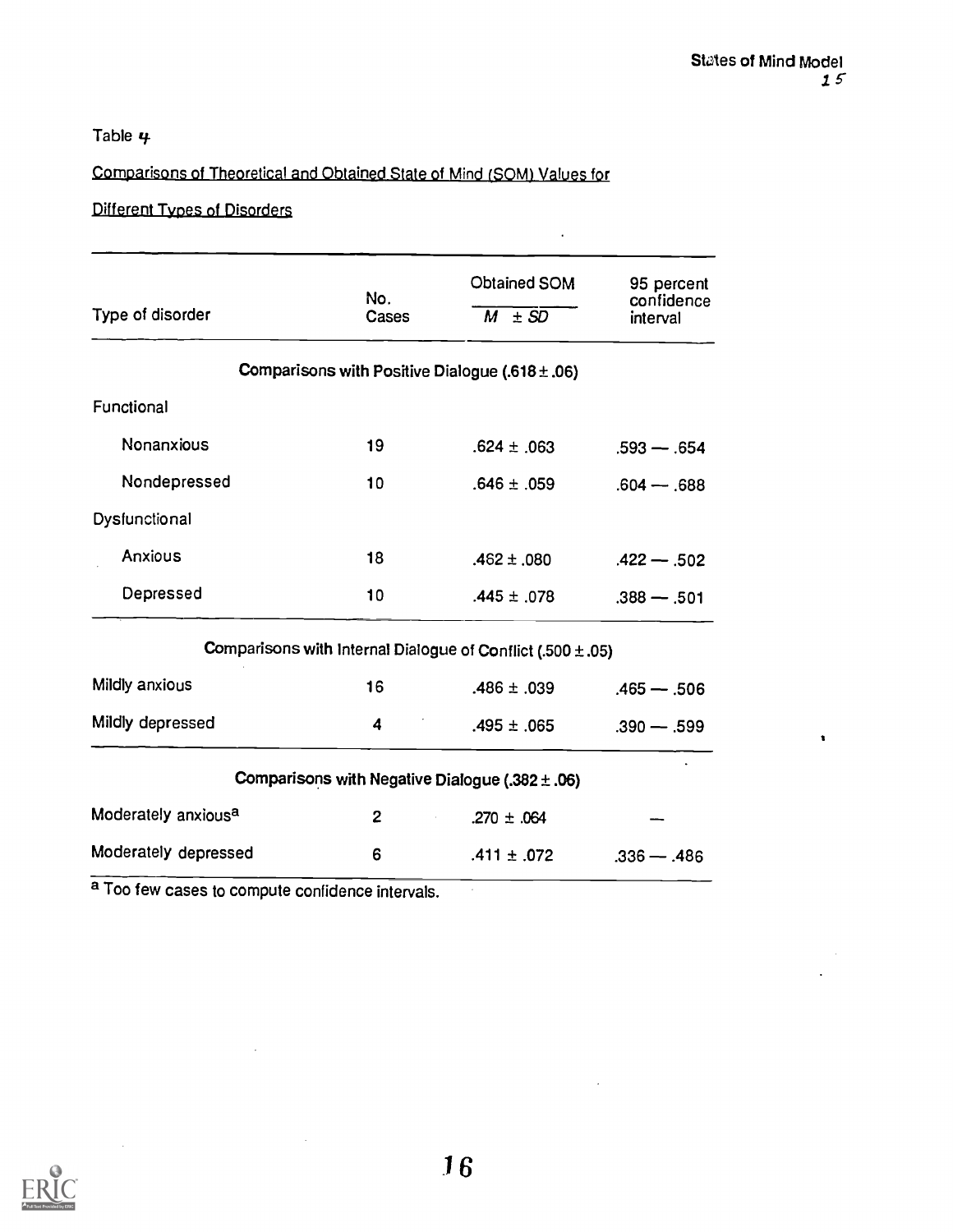Table 4

Comparisons of Theoretical and Obtained State of Mind (SOM) Values for Different Types of Disorders

| Type of disorder | No. Cases | Obtained SOM $M \pm SD$ | 95 percent confidence interval |
|---|---|---|---|
| **Comparisons with Positive Dialogue (.618 ± .06)** | | | |
| Functional | | | |
| Nonanxious | 19 | .624 ± .063 | .593 — .654 |
| Nondepressed | 10 | .646 ± .059 | .604 — .688 |
| Dysfunctional | | | |
| Anxious | 18 | .462 ± .080 | .422 — .502 |
| Depressed | 10 | .445 ± .078 | .388 — .501 |
| **Comparisons with Internal Dialogue of Conflict (.500 ± .05)** | | | |
| Mildly anxious | 16 | .486 ± .039 | .465 — .506 |
| Mildly depressed | 4 | .495 ± .065 | .390 — .599 |
| **Comparisons with Negative Dialogue (.382 ± .06)** | | | |
| Moderately anxious[a] | 2 | .270 ± .064 | — |
| Moderately depressed | 6 | .411 ± .072 | .336 — .486 |

[a] Too few cases to compute confidence intervals.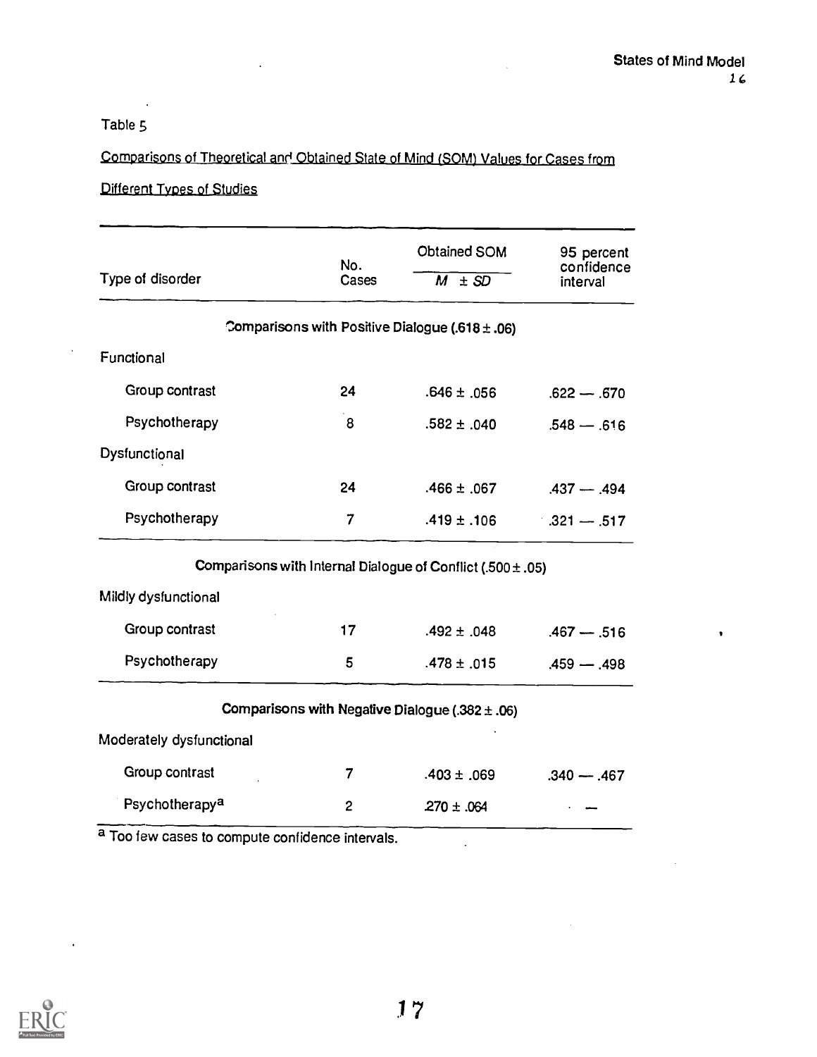Table 5

Comparisons of Theoretical and Obtained State of Mind (SOM) Values for Cases from Different Types of Studies

| Type of disorder | No. Cases | Obtained SOM $M \pm SD$ | 95 percent confidence interval |
|---|---|---|---|
| Comparisons with Positive Dialogue (.618 ± .06) | | | |
| Functional | | | |
| Group contrast | 24 | .646 ± .056 | .622 — .670 |
| Psychotherapy | 8 | .582 ± .040 | .548 — .616 |
| Dysfunctional | | | |
| Group contrast | 24 | .466 ± .067 | .437 — .494 |
| Psychotherapy | 7 | .419 ± .106 | .321 — .517 |
| Comparisons with Internal Dialogue of Conflict (.500 ± .05) | | | |
| Mildly dysfunctional | | | |
| Group contrast | 17 | .492 ± .048 | .467 — .516 |
| Psychotherapy | 5 | .478 ± .015 | .459 — .498 |
| Comparisons with Negative Dialogue (.382 ± .06) | | | |
| Moderately dysfunctional | | | |
| Group contrast | 7 | .403 ± .069 | .340 — .467 |
| Psychotherapy[a] | 2 | .270 ± .064 | — |

[a] Too few cases to compute confidence intervals.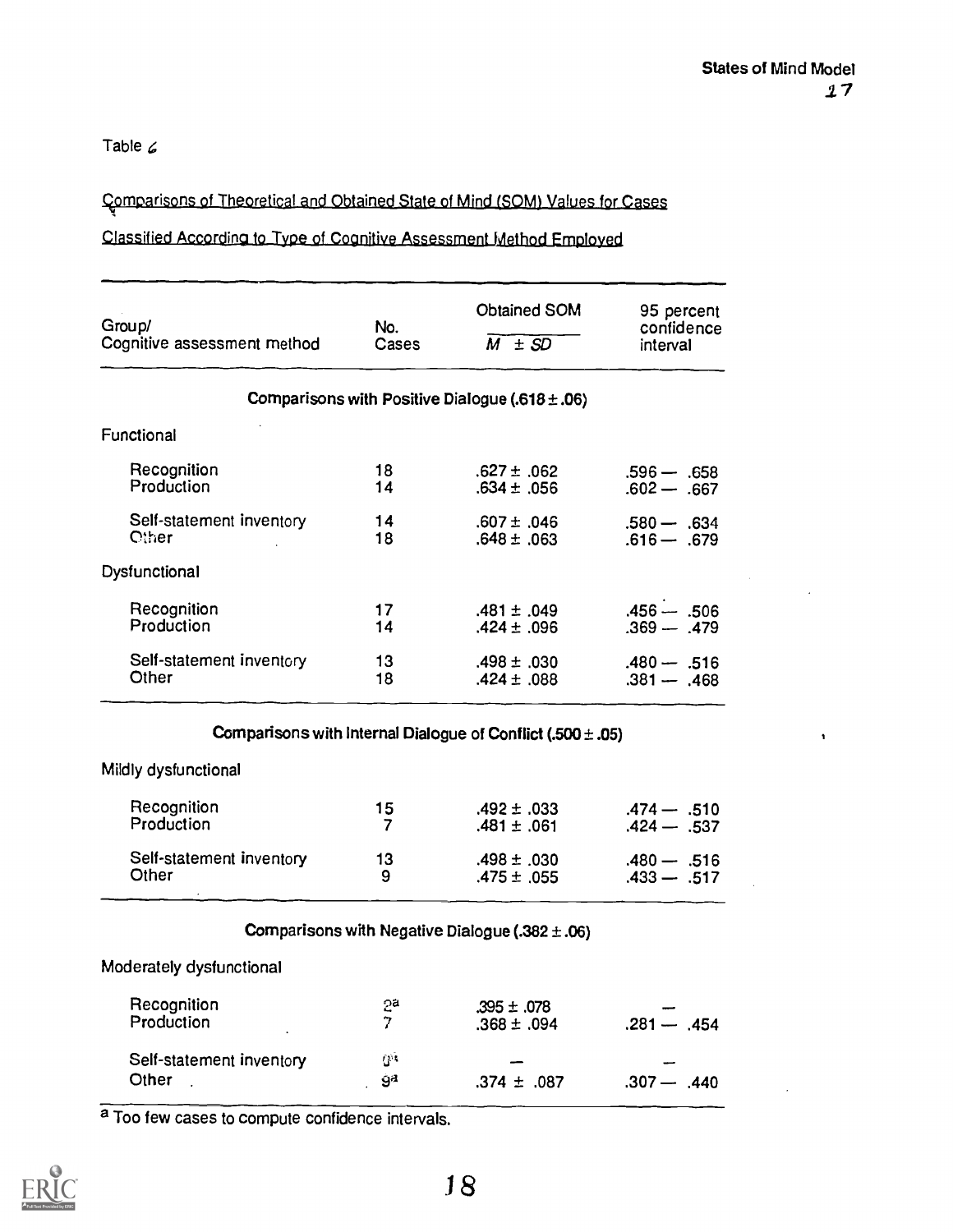Table 6

Comparisons of Theoretical and Obtained State of Mind (SOM) Values for Cases Classified According to Type of Cognitive Assessment Method Employed

| Group/ Cognitive assessment method | No. Cases | Obtained SOM $M \pm SD$ | 95 percent confidence interval |
|---|---|---|---|
| **Comparisons with Positive Dialogue (.618 ± .06)** | | | |
| Functional | | | |
| Recognition | 18 | .627 ± .062 | .596 — .658 |
| Production | 14 | .634 ± .056 | .602 — .667 |
| Self-statement inventory | 14 | .607 ± .046 | .580 — .634 |
| Other | 18 | .648 ± .063 | .616 — .679 |
| Dysfunctional | | | |
| Recognition | 17 | .481 ± .049 | .456 — .506 |
| Production | 14 | .424 ± .096 | .369 — .479 |
| Self-statement inventory | 13 | .498 ± .030 | .480 — .516 |
| Other | 18 | .424 ± .088 | .381 — .468 |
| **Comparisons with Internal Dialogue of Conflict (.500 ± .05)** | | | |
| Mildly dysfunctional | | | |
| Recognition | 15 | .492 ± .033 | .474 — .510 |
| Production | 7 | .481 ± .061 | .424 — .537 |
| Self-statement inventory | 13 | .498 ± .030 | .480 — .516 |
| Other | 9 | .475 ± .055 | .433 — .517 |
| **Comparisons with Negative Dialogue (.382 ± .06)** | | | |
| Moderately dysfunctional | | | |
| Recognition | 2[a] | .395 ± .078 | — |
| Production | 7 | .368 ± .094 | .281 — .454 |
| Self-statement inventory | 0[a] | — | — |
| Other | 9[a] | .374 ± .087 | .307 — .440 |

[a] Too few cases to compute confidence intervals.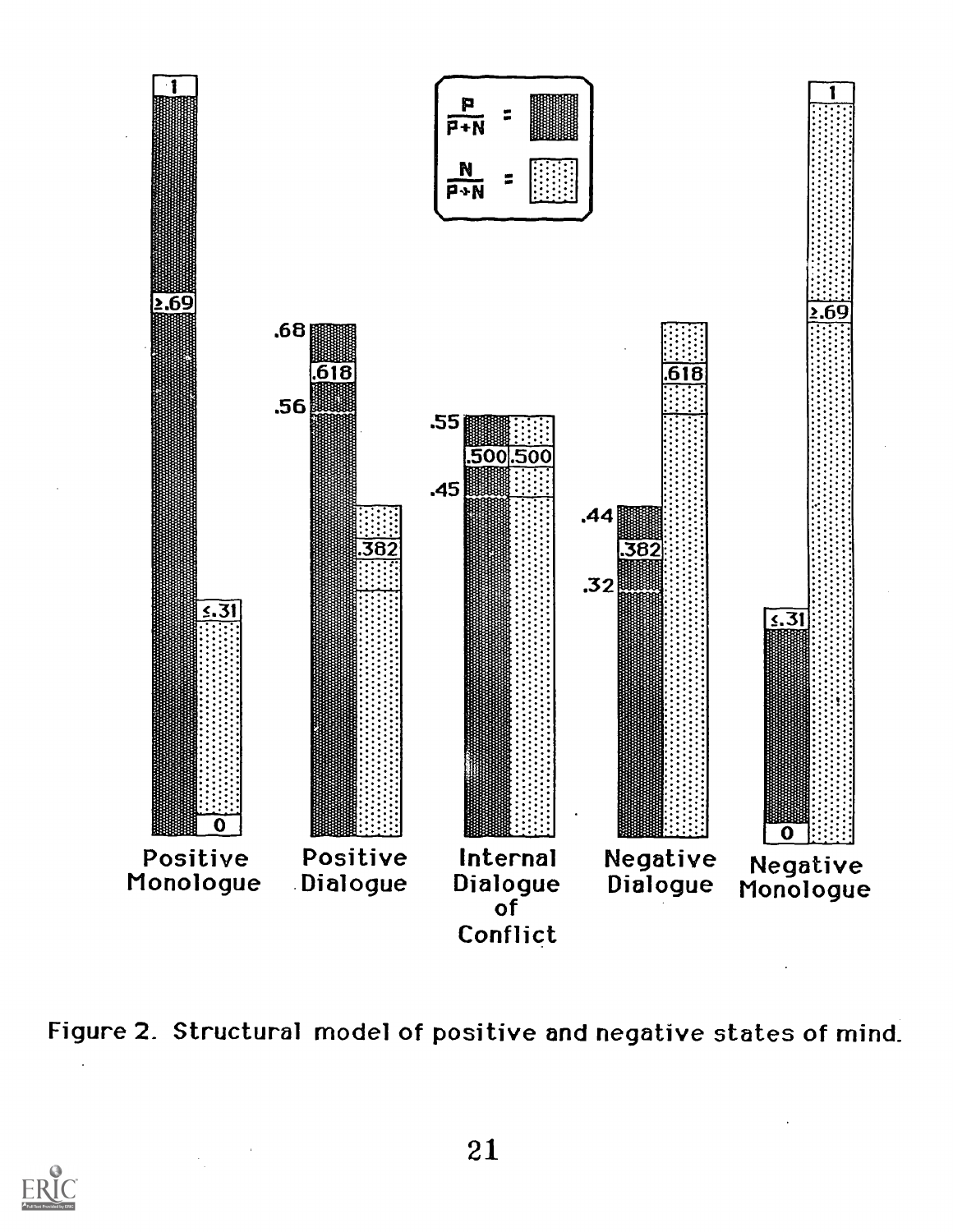$\frac{P}{P+N}$ =

$\frac{N}{P+N}$ =

1

≥.69

≤.31

0

Positive Monologue

.68

.618

.56

.382

Positive Dialogue

.55

.500

.500

.45

Internal Dialogue of Conflict

.44

.382

.32

.618

Negative Dialogue

1

≥.69

≤.31

0

Negative Monologue

Figure 2. Structural model of positive and negative states of mind.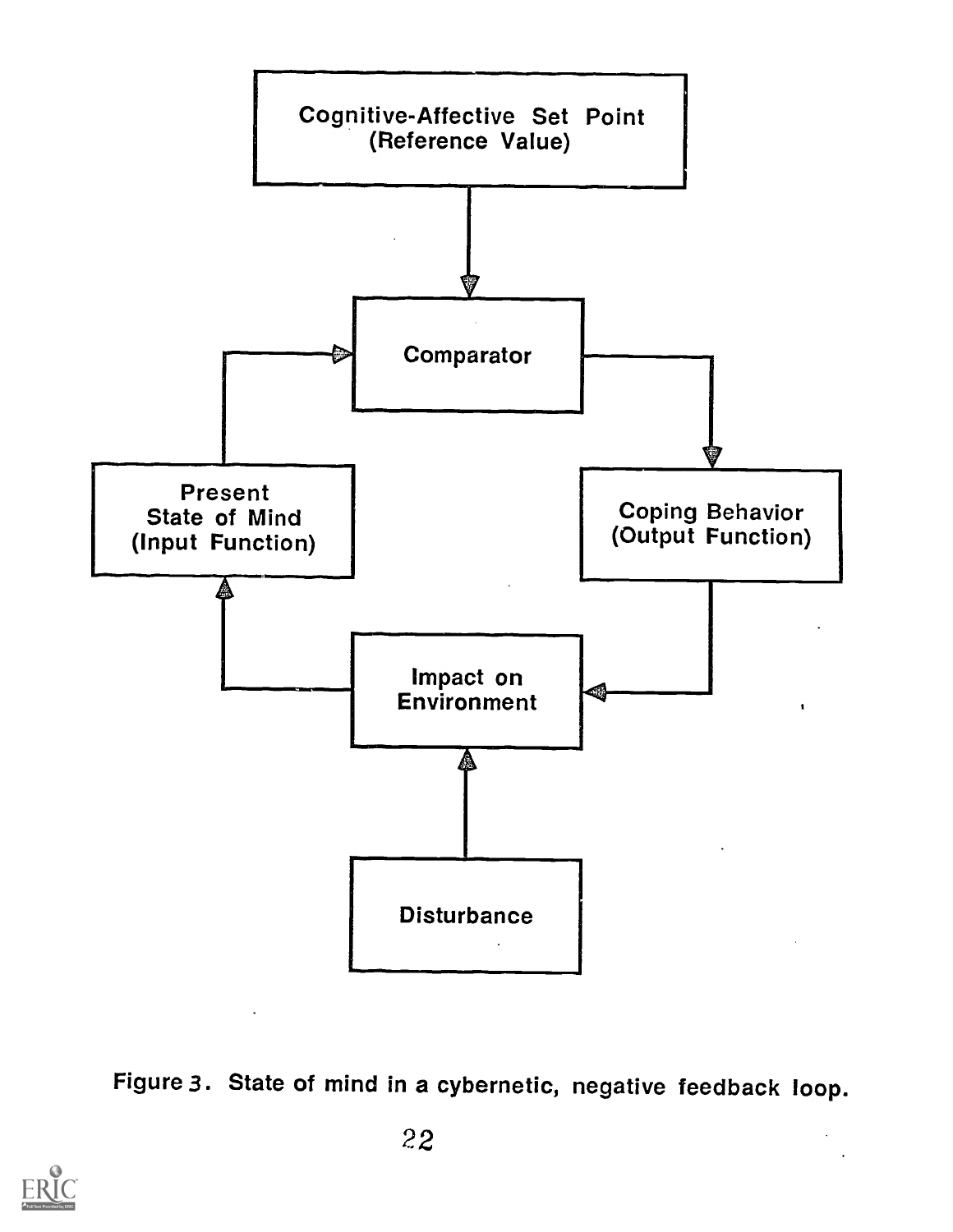Cognitive-Affective Set Point
(Reference Value)

Comparator

Present
State of Mind
(Input Function)

Coping Behavior
(Output Function)

Impact on
Environment

Disturbance

Figure 3. State of mind in a cybernetic, negative feedback loop.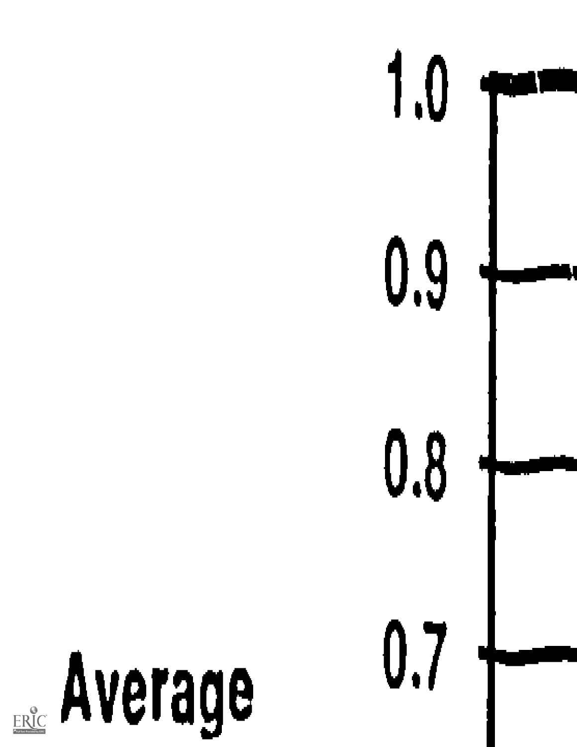1.0

0.9

0.8

0.7

Average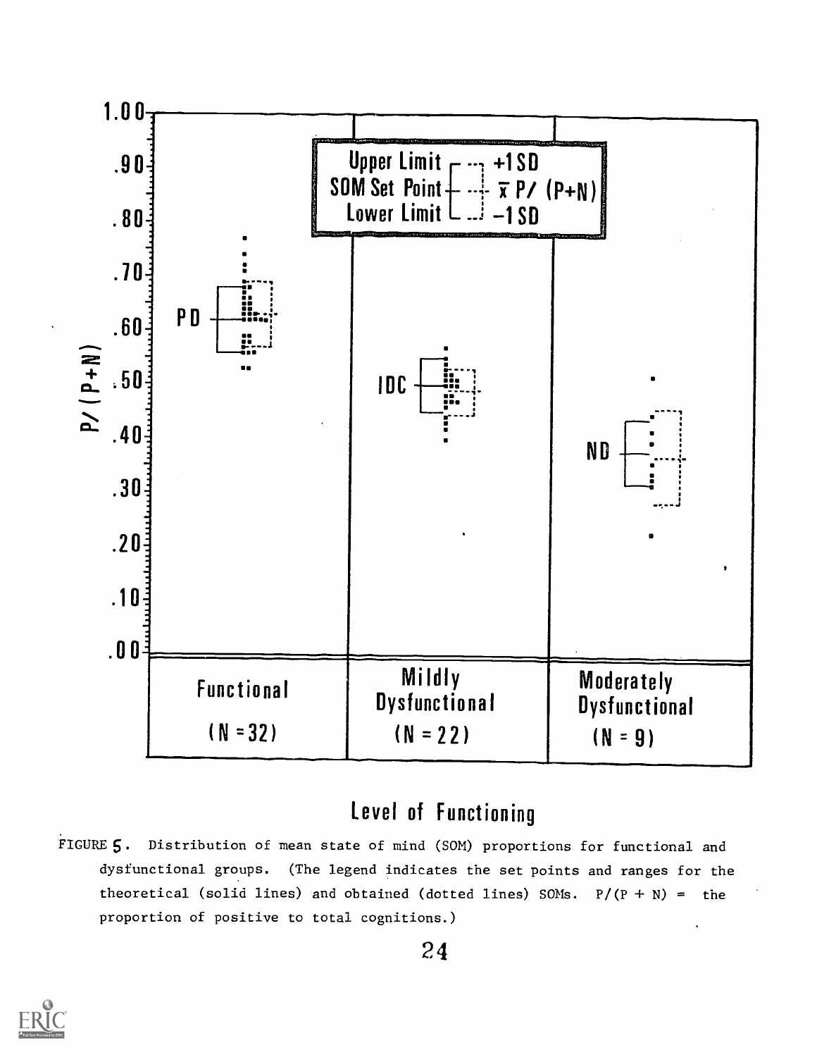1.00
.90
.80
.70
.60
.50
.40
.30
.20
.10
.00

P/(P+N)

Upper Limit +1SD
SOM Set Point $\bar{x}$ P/(P+N)
Lower Limit −1SD

PD

IDC

ND

Functional
(N = 32)

Mildly Dysfunctional
(N = 22)

Moderately Dysfunctional
(N = 9)

Level of Functioning

FIGURE 5. Distribution of mean state of mind (SOM) proportions for functional and dysfunctional groups. (The legend indicates the set points and ranges for the theoretical (solid lines) and obtained (dotted lines) SOMs. P/(P + N) = the proportion of positive to total cognitions.)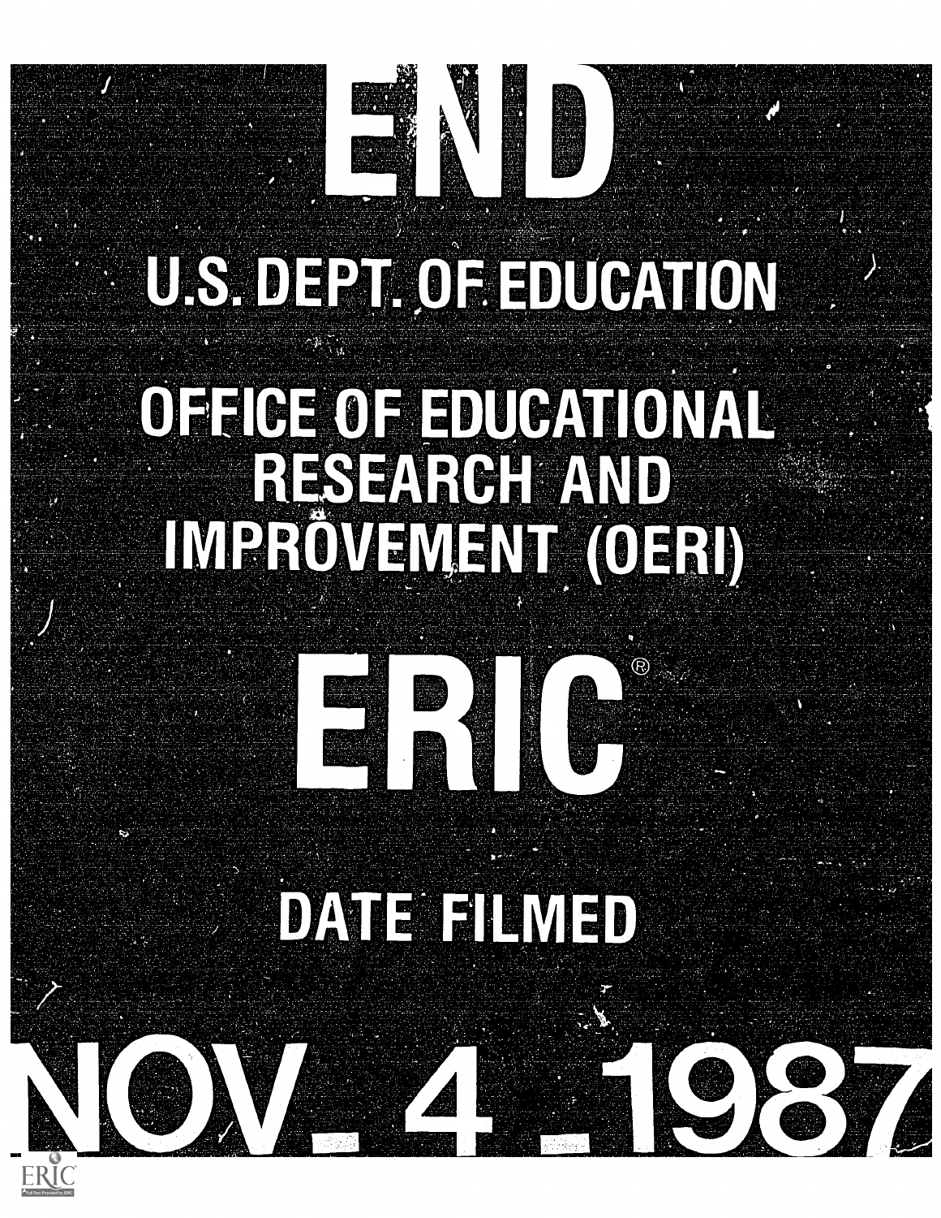# END

## U.S. DEPT. OF EDUCATION

## OFFICE OF EDUCATIONAL RESEARCH AND IMPROVEMENT (OERI)

# ERIC®

## DATE FILMED

# NOV. 4 1987